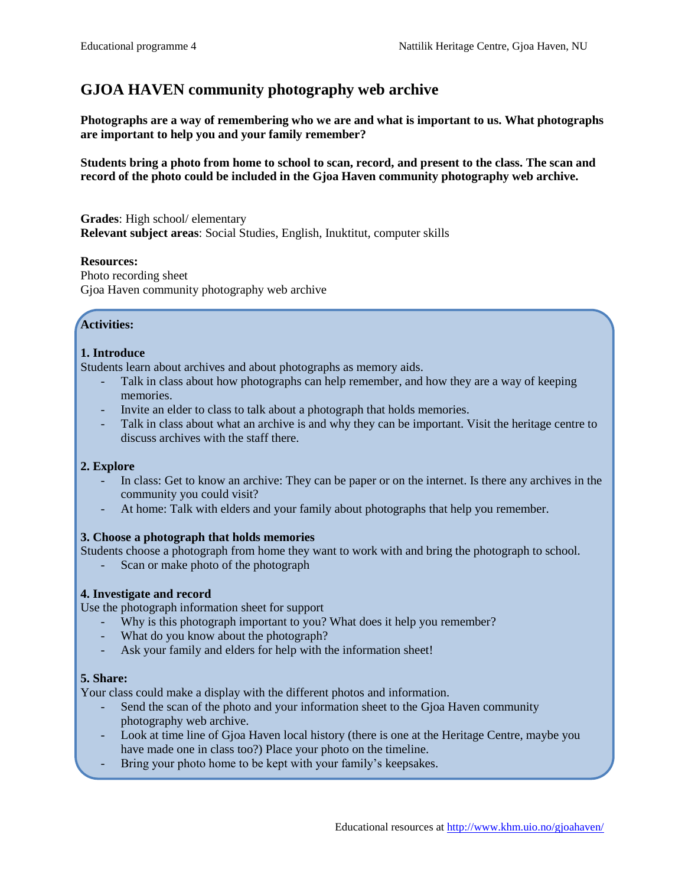# GJOA HAVEN community photography web archive

**Photographs are a way of remembering who we are and what is important to us. What photographs are important to help you and your family remember?**

**Students bring a photo from home to school to scan, record, and present to the class. The scan and record of the photo could be included in the Gjoa Haven community photography web archive.**

**Grades**: High school/ elementary
**Relevant subject areas**: Social Studies, English, Inuktitut, computer skills

**Resources:**
Photo recording sheet
Gjoa Haven community photography web archive

**Activities:**

**1. Introduce**
Students learn about archives and about photographs as memory aids.
- Talk in class about how photographs can help remember, and how they are a way of keeping memories.
- Invite an elder to class to talk about a photograph that holds memories.
- Talk in class about what an archive is and why they can be important. Visit the heritage centre to discuss archives with the staff there.

**2. Explore**
- In class: Get to know an archive: They can be paper or on the internet. Is there any archives in the community you could visit?
- At home: Talk with elders and your family about photographs that help you remember.

**3. Choose a photograph that holds memories**
Students choose a photograph from home they want to work with and bring the photograph to school.
- Scan or make photo of the photograph

**4. Investigate and record**
Use the photograph information sheet for support
- Why is this photograph important to you? What does it help you remember?
- What do you know about the photograph?
- Ask your family and elders for help with the information sheet!

**5. Share:**
Your class could make a display with the different photos and information.
- Send the scan of the photo and your information sheet to the Gjoa Haven community photography web archive.
- Look at time line of Gjoa Haven local history (there is one at the Heritage Centre, maybe you have made one in class too?) Place your photo on the timeline.
- Bring your photo home to be kept with your family's keepsakes.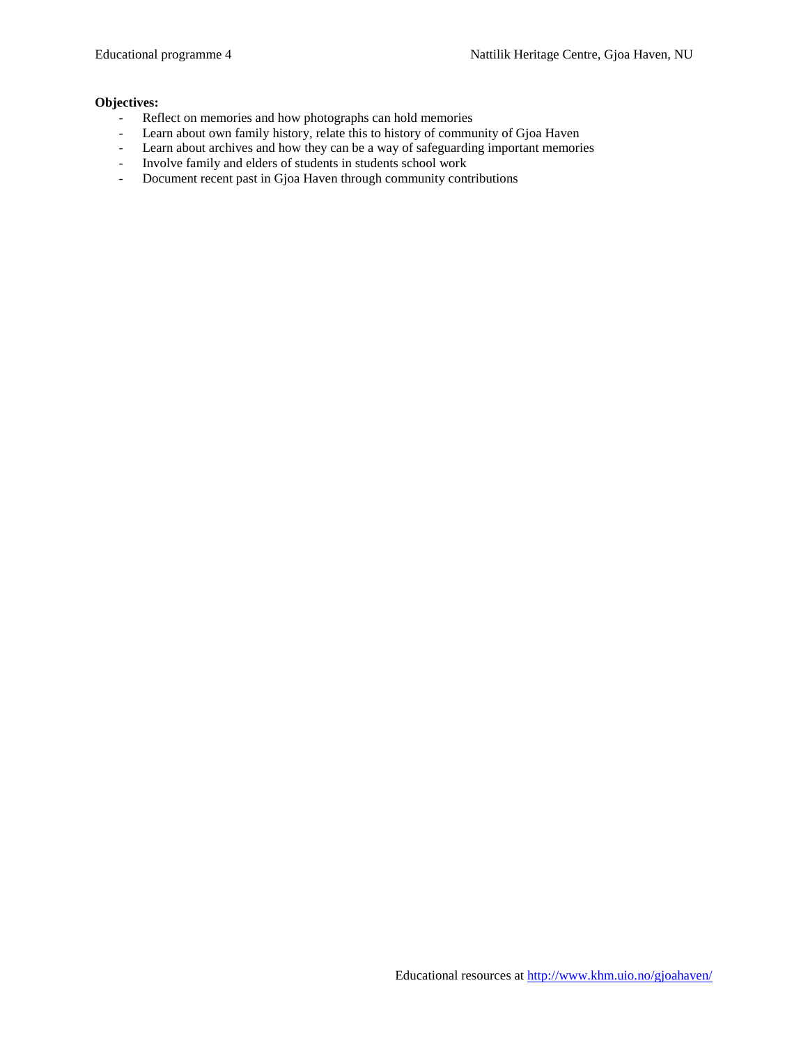**Objectives:**

- Reflect on memories and how photographs can hold memories
- Learn about own family history, relate this to history of community of Gjoa Haven
- Learn about archives and how they can be a way of safeguarding important memories
- Involve family and elders of students in students school work
- Document recent past in Gjoa Haven through community contributions